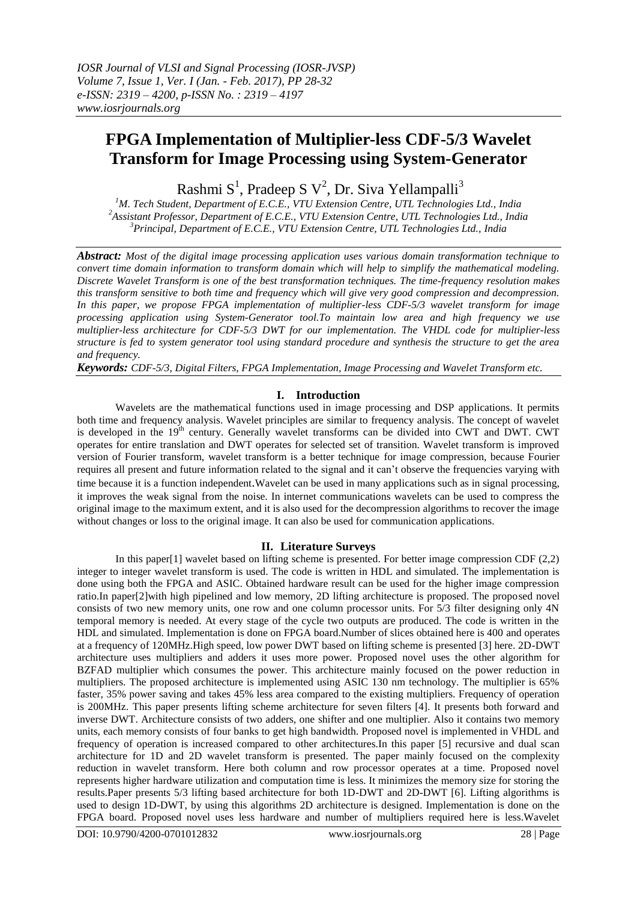# FPGA Implementation of Multiplier-less CDF-5/3 Wavelet Transform for Image Processing using System-Generator

Rashmi S[1], Pradeep S V[2], Dr. Siva Yellampalli[3]

[1]M. Tech Student, Department of E.C.E., VTU Extension Centre, UTL Technologies Ltd., India
[2]Assistant Professor, Department of E.C.E., VTU Extension Centre, UTL Technologies Ltd., India
[3]Principal, Department of E.C.E., VTU Extension Centre, UTL Technologies Ltd., India

***Abstract:*** *Most of the digital image processing application uses various domain transformation technique to convert time domain information to transform domain which will help to simplify the mathematical modeling. Discrete Wavelet Transform is one of the best transformation techniques. The time-frequency resolution makes this transform sensitive to both time and frequency which will give very good compression and decompression. In this paper, we propose FPGA implementation of multiplier-less CDF-5/3 wavelet transform for image processing application using System-Generator tool.To maintain low area and high frequency we use multiplier-less architecture for CDF-5/3 DWT for our implementation. The VHDL code for multiplier-less structure is fed to system generator tool using standard procedure and synthesis the structure to get the area and frequency.*

***Keywords:*** *CDF-5/3, Digital Filters, FPGA Implementation, Image Processing and Wavelet Transform etc.*

## I. Introduction

Wavelets are the mathematical functions used in image processing and DSP applications. It permits both time and frequency analysis. Wavelet principles are similar to frequency analysis. The concept of wavelet is developed in the 19th century. Generally wavelet transforms can be divided into CWT and DWT. CWT operates for entire translation and DWT operates for selected set of transition. Wavelet transform is improved version of Fourier transform, wavelet transform is a better technique for image compression, because Fourier requires all present and future information related to the signal and it can't observe the frequencies varying with time because it is a function independent.Wavelet can be used in many applications such as in signal processing, it improves the weak signal from the noise. In internet communications wavelets can be used to compress the original image to the maximum extent, and it is also used for the decompression algorithms to recover the image without changes or loss to the original image. It can also be used for communication applications.

## II. Literature Surveys

In this paper[1] wavelet based on lifting scheme is presented. For better image compression CDF (2,2) integer to integer wavelet transform is used. The code is written in HDL and simulated. The implementation is done using both the FPGA and ASIC. Obtained hardware result can be used for the higher image compression ratio.In paper[2]with high pipelined and low memory, 2D lifting architecture is proposed. The proposed novel consists of two new memory units, one row and one column processor units. For 5/3 filter designing only 4N temporal memory is needed. At every stage of the cycle two outputs are produced. The code is written in the HDL and simulated. Implementation is done on FPGA board.Number of slices obtained here is 400 and operates at a frequency of 120MHz.High speed, low power DWT based on lifting scheme is presented [3] here. 2D-DWT architecture uses multipliers and adders it uses more power. Proposed novel uses the other algorithm for BZFAD multiplier which consumes the power. This architecture mainly focused on the power reduction in multipliers. The proposed architecture is implemented using ASIC 130 nm technology. The multiplier is 65% faster, 35% power saving and takes 45% less area compared to the existing multipliers. Frequency of operation is 200MHz. This paper presents lifting scheme architecture for seven filters [4]. It presents both forward and inverse DWT. Architecture consists of two adders, one shifter and one multiplier. Also it contains two memory units, each memory consists of four banks to get high bandwidth. Proposed novel is implemented in VHDL and frequency of operation is increased compared to other architectures.In this paper [5] recursive and dual scan architecture for 1D and 2D wavelet transform is presented. The paper mainly focused on the complexity reduction in wavelet transform. Here both column and row processor operates at a time. Proposed novel represents higher hardware utilization and computation time is less. It minimizes the memory size for storing the results.Paper presents 5/3 lifting based architecture for both 1D-DWT and 2D-DWT [6]. Lifting algorithms is used to design 1D-DWT, by using this algorithms 2D architecture is designed. Implementation is done on the FPGA board. Proposed novel uses less hardware and number of multipliers required here is less.Wavelet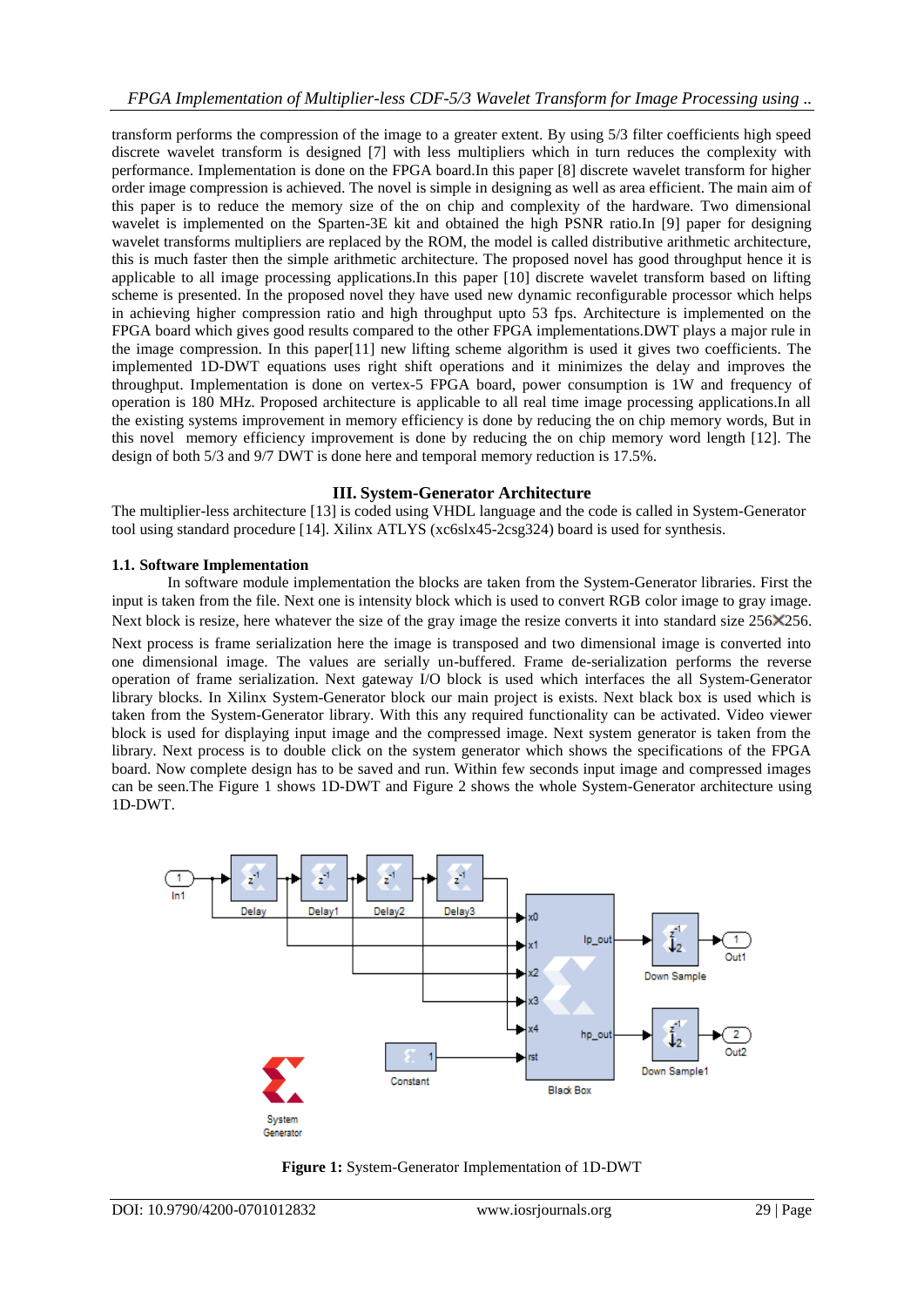transform performs the compression of the image to a greater extent. By using 5/3 filter coefficients high speed discrete wavelet transform is designed [7] with less multipliers which in turn reduces the complexity with performance. Implementation is done on the FPGA board.In this paper [8] discrete wavelet transform for higher order image compression is achieved. The novel is simple in designing as well as area efficient. The main aim of this paper is to reduce the memory size of the on chip and complexity of the hardware. Two dimensional wavelet is implemented on the Sparten-3E kit and obtained the high PSNR ratio.In [9] paper for designing wavelet transforms multipliers are replaced by the ROM, the model is called distributive arithmetic architecture, this is much faster then the simple arithmetic architecture. The proposed novel has good throughput hence it is applicable to all image processing applications.In this paper [10] discrete wavelet transform based on lifting scheme is presented. In the proposed novel they have used new dynamic reconfigurable processor which helps in achieving higher compression ratio and high throughput upto 53 fps. Architecture is implemented on the FPGA board which gives good results compared to the other FPGA implementations.DWT plays a major rule in the image compression. In this paper[11] new lifting scheme algorithm is used it gives two coefficients. The implemented 1D-DWT equations uses right shift operations and it minimizes the delay and improves the throughput. Implementation is done on vertex-5 FPGA board, power consumption is 1W and frequency of operation is 180 MHz. Proposed architecture is applicable to all real time image processing applications.In all the existing systems improvement in memory efficiency is done by reducing the on chip memory words, But in this novel memory efficiency improvement is done by reducing the on chip memory word length [12]. The design of both 5/3 and 9/7 DWT is done here and temporal memory reduction is 17.5%.

## III. System-Generator Architecture

The multiplier-less architecture [13] is coded using VHDL language and the code is called in System-Generator tool using standard procedure [14]. Xilinx ATLYS (xc6slx45-2csg324) board is used for synthesis.

### 1.1. Software Implementation

In software module implementation the blocks are taken from the System-Generator libraries. First the input is taken from the file. Next one is intensity block which is used to convert RGB color image to gray image. Next block is resize, here whatever the size of the gray image the resize converts it into standard size 256×256. Next process is frame serialization here the image is transposed and two dimensional image is converted into one dimensional image. The values are serially un-buffered. Frame de-serialization performs the reverse operation of frame serialization. Next gateway I/O block is used which interfaces the all System-Generator library blocks. In Xilinx System-Generator block our main project is exists. Next black box is used which is taken from the System-Generator library. With this any required functionality can be activated. Video viewer block is used for displaying input image and the compressed image. Next system generator is taken from the library. Next process is to double click on the system generator which shows the specifications of the FPGA board. Now complete design has to be saved and run. Within few seconds input image and compressed images can be seen.The Figure 1 shows 1D-DWT and Figure 2 shows the whole System-Generator architecture using 1D-DWT.

**Figure 1:** System-Generator Implementation of 1D-DWT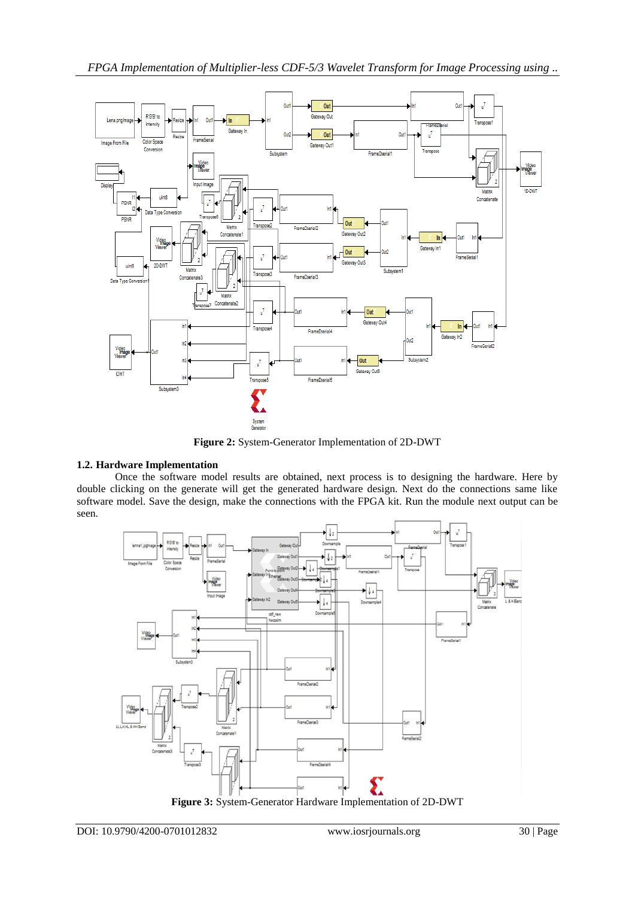**Figure 2:** System-Generator Implementation of 2D-DWT

### 1.2. Hardware Implementation

Once the software model results are obtained, next process is to designing the hardware. Here by double clicking on the generate will get the generated hardware design. Next do the connections same like software model. Save the design, make the connections with the FPGA kit. Run the module next output can be seen.

**Figure 3:** System-Generator Hardware Implementation of 2D-DWT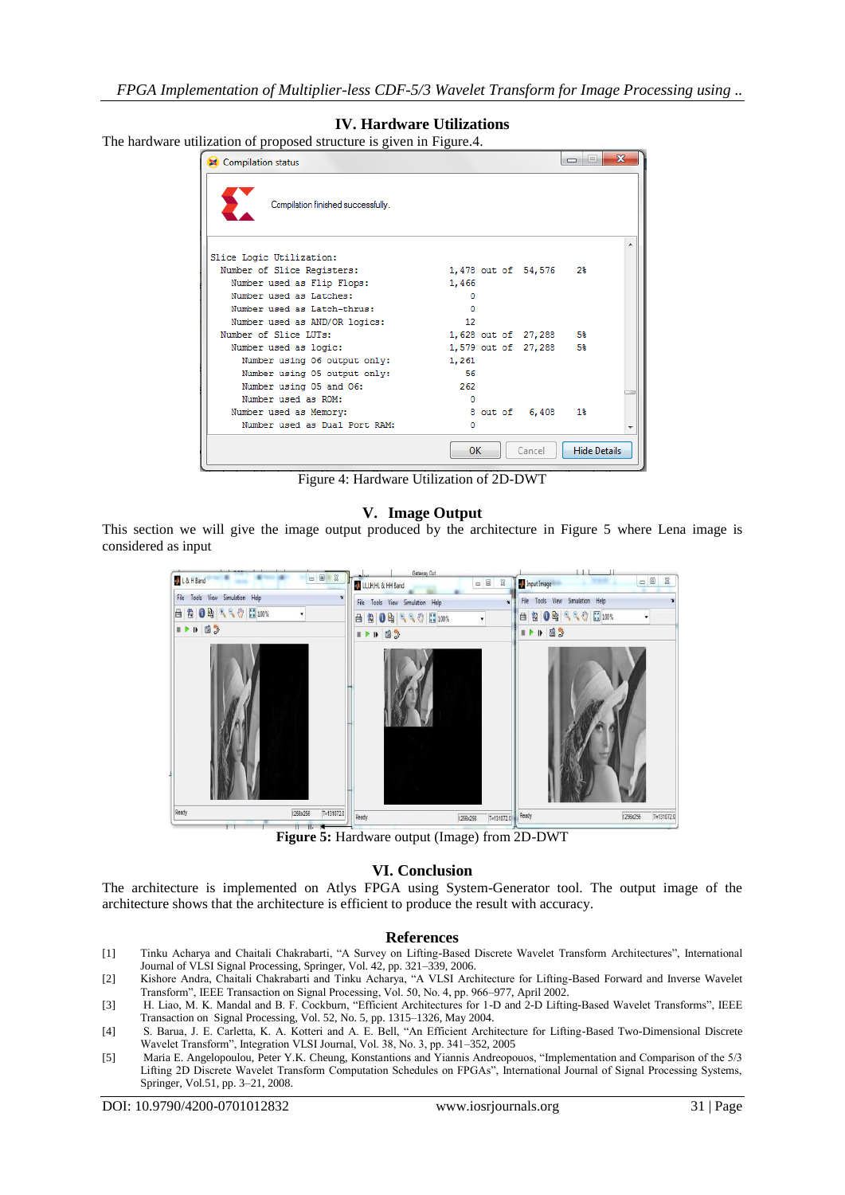## IV. Hardware Utilizations

The hardware utilization of proposed structure is given in Figure.4.

Figure 4: Hardware Utilization of 2D-DWT

## V. Image Output

This section we will give the image output produced by the architecture in Figure 5 where Lena image is considered as input

**Figure 5:** Hardware output (Image) from 2D-DWT

## VI. Conclusion

The architecture is implemented on Atlys FPGA using System-Generator tool. The output image of the architecture shows that the architecture is efficient to produce the result with accuracy.

## References

[1] Tinku Acharya and Chaitali Chakrabarti, "A Survey on Lifting-Based Discrete Wavelet Transform Architectures", International Journal of VLSI Signal Processing, Springer, Vol. 42, pp. 321–339, 2006.

[2] Kishore Andra, Chaitali Chakrabarti and Tinku Acharya, "A VLSI Architecture for Lifting-Based Forward and Inverse Wavelet Transform", IEEE Transaction on Signal Processing, Vol. 50, No. 4, pp. 966–977, April 2002.

[3] H. Liao, M. K. Mandal and B. F. Cockburn, "Efficient Architectures for 1-D and 2-D Lifting-Based Wavelet Transforms", IEEE Transaction on Signal Processing, Vol. 52, No. 5, pp. 1315–1326, May 2004.

[4] S. Barua, J. E. Carletta, K. A. Kotteri and A. E. Bell, "An Efficient Architecture for Lifting-Based Two-Dimensional Discrete Wavelet Transform", Integration VLSI Journal, Vol. 38, No. 3, pp. 341–352, 2005

[5] Maria E. Angelopoulou, Peter Y.K. Cheung, Konstantions and Yiannis Andreopouos, "Implementation and Comparison of the 5/3 Lifting 2D Discrete Wavelet Transform Computation Schedules on FPGAs", International Journal of Signal Processing Systems, Springer, Vol.51, pp. 3–21, 2008.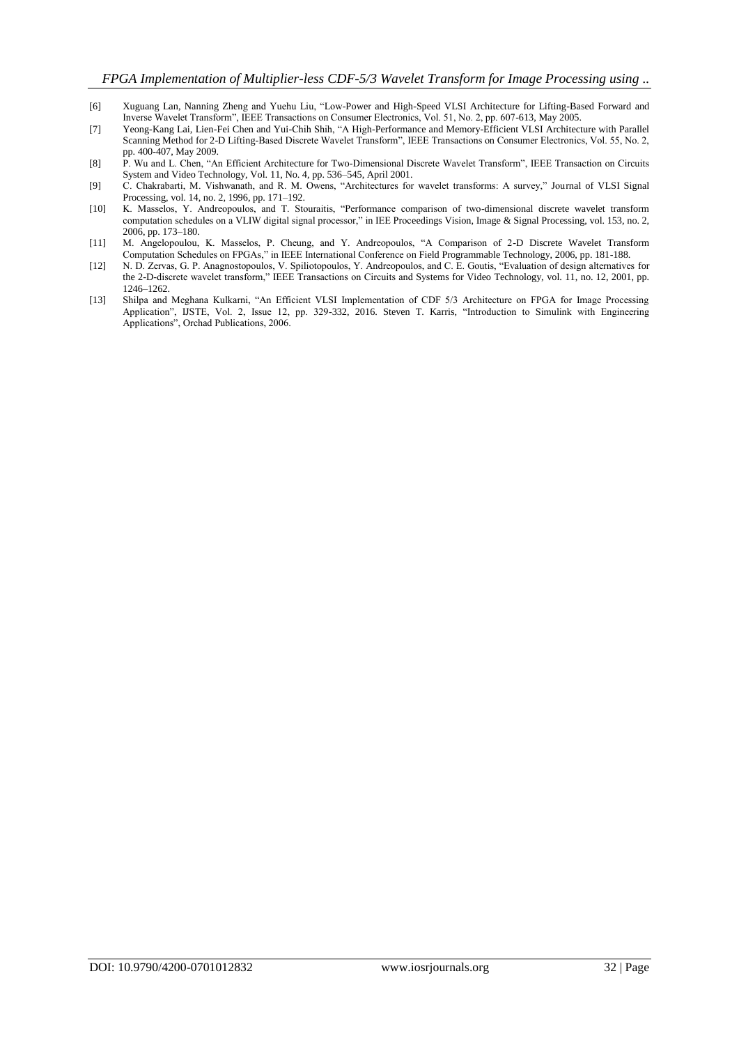[6] Xuguang Lan, Nanning Zheng and Yuehu Liu, "Low-Power and High-Speed VLSI Architecture for Lifting-Based Forward and Inverse Wavelet Transform", IEEE Transactions on Consumer Electronics, Vol. 51, No. 2, pp. 607-613, May 2005.

[7] Yeong-Kang Lai, Lien-Fei Chen and Yui-Chih Shih, "A High-Performance and Memory-Efficient VLSI Architecture with Parallel Scanning Method for 2-D Lifting-Based Discrete Wavelet Transform", IEEE Transactions on Consumer Electronics, Vol. 55, No. 2, pp. 400-407, May 2009.

[8] P. Wu and L. Chen, "An Efficient Architecture for Two-Dimensional Discrete Wavelet Transform", IEEE Transaction on Circuits System and Video Technology, Vol. 11, No. 4, pp. 536–545, April 2001.

[9] C. Chakrabarti, M. Vishwanath, and R. M. Owens, "Architectures for wavelet transforms: A survey," Journal of VLSI Signal Processing, vol. 14, no. 2, 1996, pp. 171–192.

[10] K. Masselos, Y. Andreopoulos, and T. Stouraitis, "Performance comparison of two-dimensional discrete wavelet transform computation schedules on a VLIW digital signal processor," in IEE Proceedings Vision, Image & Signal Processing, vol. 153, no. 2, 2006, pp. 173–180.

[11] M. Angelopoulou, K. Masselos, P. Cheung, and Y. Andreopoulos, "A Comparison of 2-D Discrete Wavelet Transform Computation Schedules on FPGAs," in IEEE International Conference on Field Programmable Technology, 2006, pp. 181-188.

[12] N. D. Zervas, G. P. Anagnostopoulos, V. Spiliotopoulos, Y. Andreopoulos, and C. E. Goutis, "Evaluation of design alternatives for the 2-D-discrete wavelet transform," IEEE Transactions on Circuits and Systems for Video Technology, vol. 11, no. 12, 2001, pp. 1246–1262.

[13] Shilpa and Meghana Kulkarni, "An Efficient VLSI Implementation of CDF 5/3 Architecture on FPGA for Image Processing Application", IJSTE, Vol. 2, Issue 12, pp. 329-332, 2016. Steven T. Karris, "Introduction to Simulink with Engineering Applications", Orchad Publications, 2006.